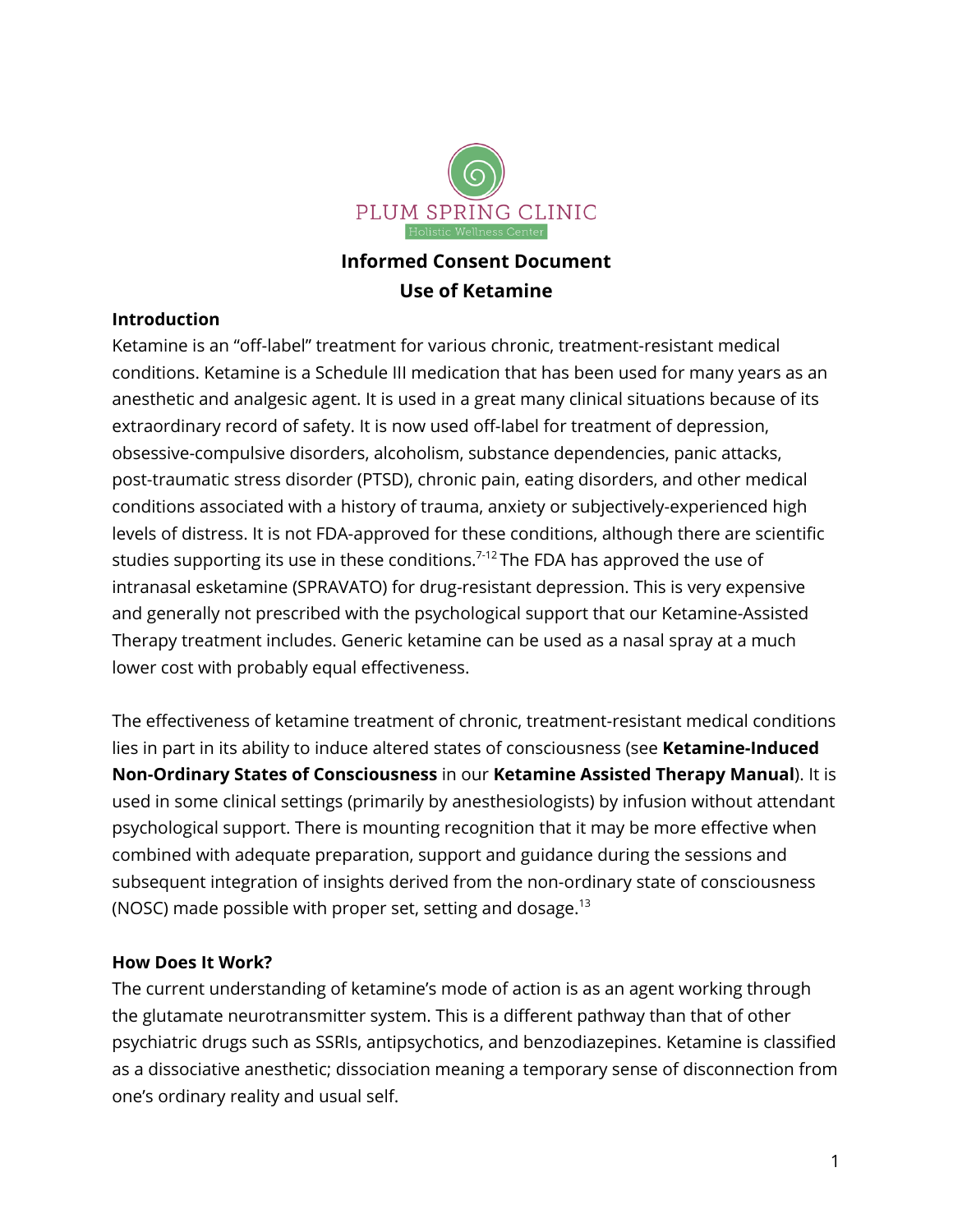PLUM SPRING CLINIC

Holistic Wellness Center

# Informed Consent Document
# Use of Ketamine

## Introduction

Ketamine is an "off-label" treatment for various chronic, treatment-resistant medical conditions. Ketamine is a Schedule III medication that has been used for many years as an anesthetic and analgesic agent. It is used in a great many clinical situations because of its extraordinary record of safety. It is now used off-label for treatment of depression, obsessive-compulsive disorders, alcoholism, substance dependencies, panic attacks, post-traumatic stress disorder (PTSD), chronic pain, eating disorders, and other medical conditions associated with a history of trauma, anxiety or subjectively-experienced high levels of distress. It is not FDA-approved for these conditions, although there are scientific studies supporting its use in these conditions.[7-12] The FDA has approved the use of intranasal esketamine (SPRAVATO) for drug-resistant depression. This is very expensive and generally not prescribed with the psychological support that our Ketamine-Assisted Therapy treatment includes. Generic ketamine can be used as a nasal spray at a much lower cost with probably equal effectiveness.

The effectiveness of ketamine treatment of chronic, treatment-resistant medical conditions lies in part in its ability to induce altered states of consciousness (see **Ketamine-Induced Non-Ordinary States of Consciousness** in our **Ketamine Assisted Therapy Manual**). It is used in some clinical settings (primarily by anesthesiologists) by infusion without attendant psychological support. There is mounting recognition that it may be more effective when combined with adequate preparation, support and guidance during the sessions and subsequent integration of insights derived from the non-ordinary state of consciousness (NOSC) made possible with proper set, setting and dosage.[13]

## How Does It Work?

The current understanding of ketamine's mode of action is as an agent working through the glutamate neurotransmitter system. This is a different pathway than that of other psychiatric drugs such as SSRIs, antipsychotics, and benzodiazepines. Ketamine is classified as a dissociative anesthetic; dissociation meaning a temporary sense of disconnection from one's ordinary reality and usual self.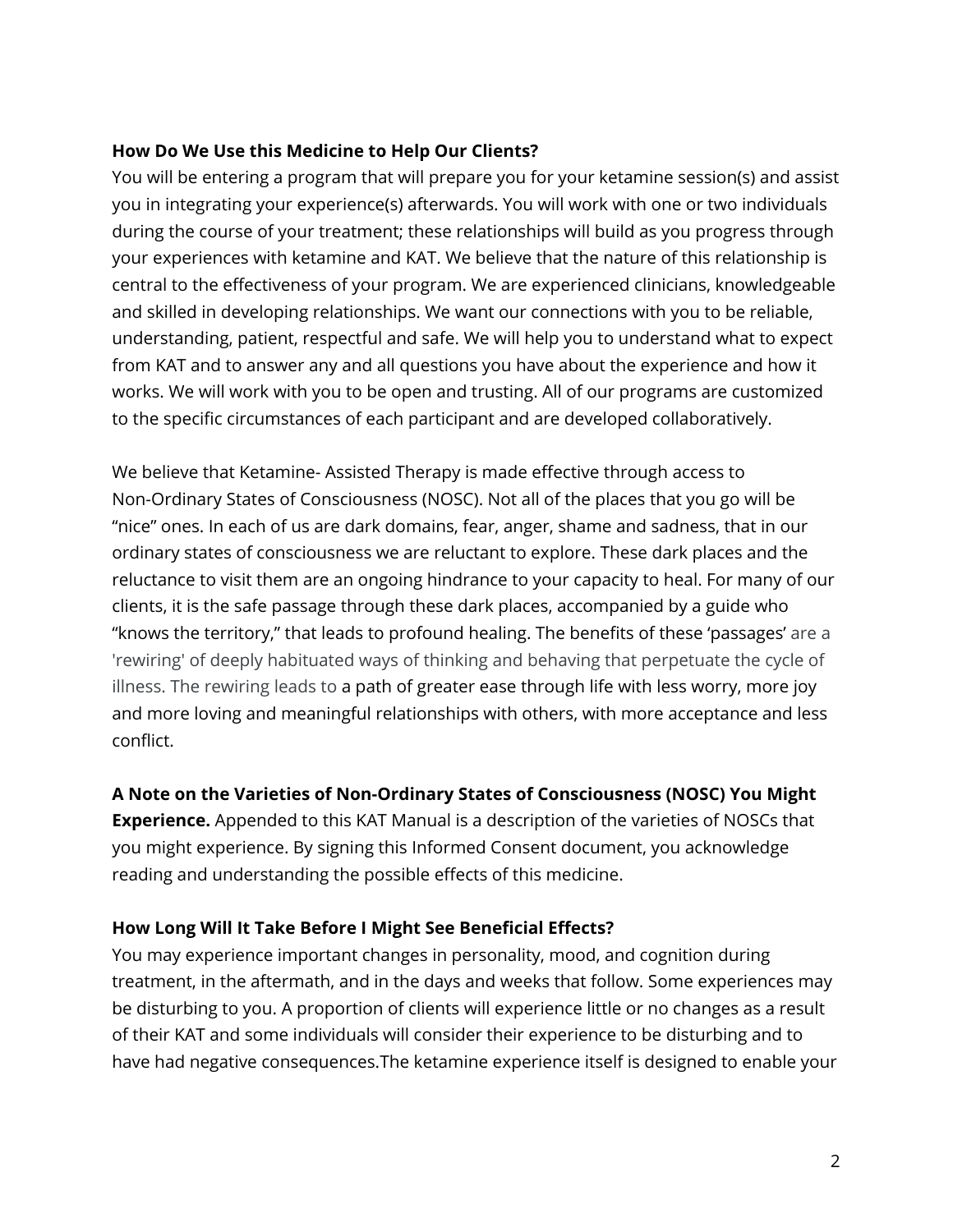**How Do We Use this Medicine to Help Our Clients?**
You will be entering a program that will prepare you for your ketamine session(s) and assist you in integrating your experience(s) afterwards. You will work with one or two individuals during the course of your treatment; these relationships will build as you progress through your experiences with ketamine and KAT. We believe that the nature of this relationship is central to the effectiveness of your program. We are experienced clinicians, knowledgeable and skilled in developing relationships. We want our connections with you to be reliable, understanding, patient, respectful and safe. We will help you to understand what to expect from KAT and to answer any and all questions you have about the experience and how it works. We will work with you to be open and trusting. All of our programs are customized to the specific circumstances of each participant and are developed collaboratively.

We believe that Ketamine- Assisted Therapy is made effective through access to Non-Ordinary States of Consciousness (NOSC). Not all of the places that you go will be "nice" ones. In each of us are dark domains, fear, anger, shame and sadness, that in our ordinary states of consciousness we are reluctant to explore. These dark places and the reluctance to visit them are an ongoing hindrance to your capacity to heal. For many of our clients, it is the safe passage through these dark places, accompanied by a guide who "knows the territory," that leads to profound healing. The benefits of these 'passages' are a 'rewiring' of deeply habituated ways of thinking and behaving that perpetuate the cycle of illness. The rewiring leads to a path of greater ease through life with less worry, more joy and more loving and meaningful relationships with others, with more acceptance and less conflict.

**A Note on the Varieties of Non-Ordinary States of Consciousness (NOSC) You Might Experience.** Appended to this KAT Manual is a description of the varieties of NOSCs that you might experience. By signing this Informed Consent document, you acknowledge reading and understanding the possible effects of this medicine.

**How Long Will It Take Before I Might See Beneficial Effects?**
You may experience important changes in personality, mood, and cognition during treatment, in the aftermath, and in the days and weeks that follow. Some experiences may be disturbing to you. A proportion of clients will experience little or no changes as a result of their KAT and some individuals will consider their experience to be disturbing and to have had negative consequences.The ketamine experience itself is designed to enable your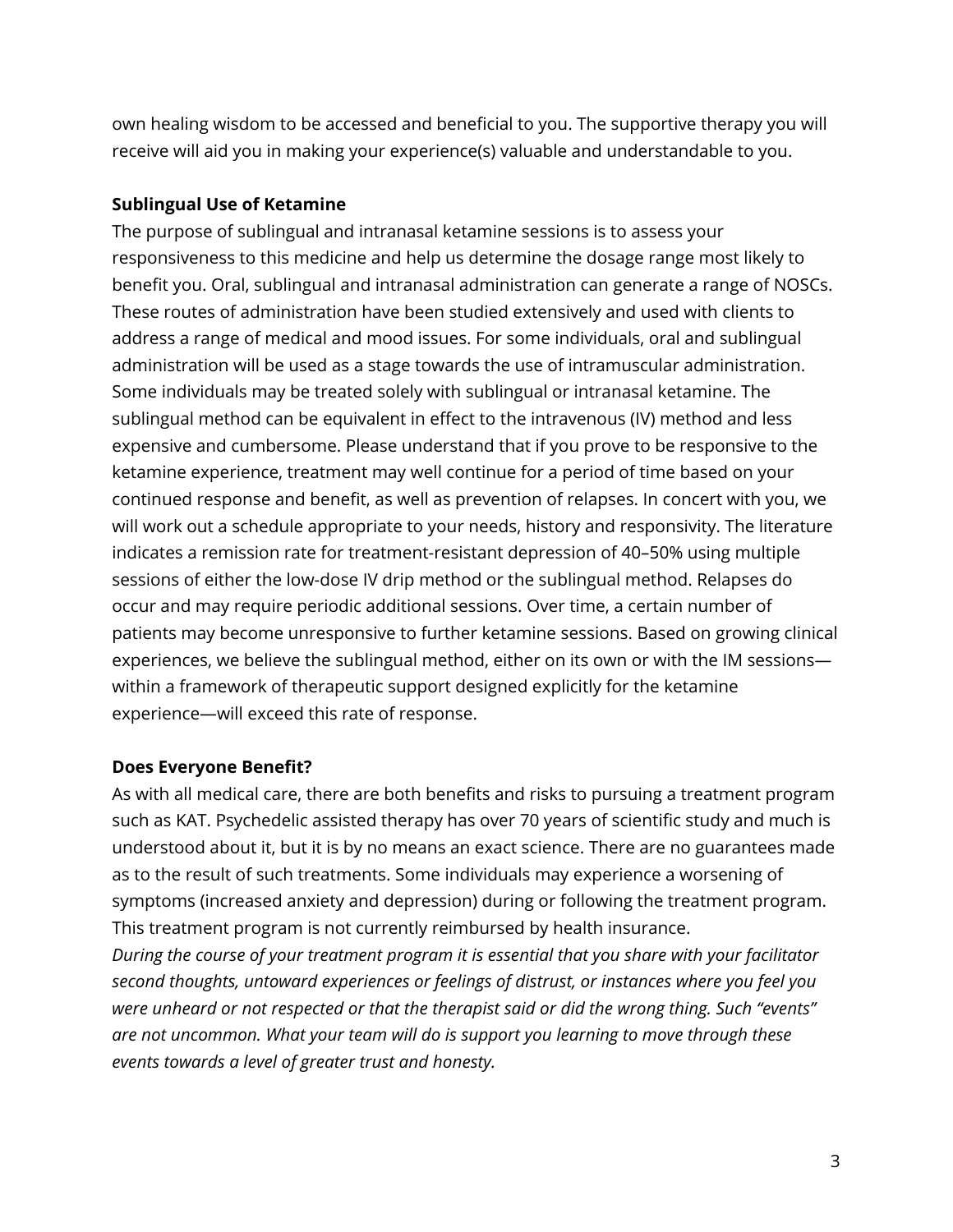own healing wisdom to be accessed and beneficial to you. The supportive therapy you will receive will aid you in making your experience(s) valuable and understandable to you.

**Sublingual Use of Ketamine**

The purpose of sublingual and intranasal ketamine sessions is to assess your responsiveness to this medicine and help us determine the dosage range most likely to benefit you. Oral, sublingual and intranasal administration can generate a range of NOSCs. These routes of administration have been studied extensively and used with clients to address a range of medical and mood issues. For some individuals, oral and sublingual administration will be used as a stage towards the use of intramuscular administration. Some individuals may be treated solely with sublingual or intranasal ketamine. The sublingual method can be equivalent in effect to the intravenous (IV) method and less expensive and cumbersome. Please understand that if you prove to be responsive to the ketamine experience, treatment may well continue for a period of time based on your continued response and benefit, as well as prevention of relapses. In concert with you, we will work out a schedule appropriate to your needs, history and responsivity. The literature indicates a remission rate for treatment-resistant depression of 40–50% using multiple sessions of either the low-dose IV drip method or the sublingual method. Relapses do occur and may require periodic additional sessions. Over time, a certain number of patients may become unresponsive to further ketamine sessions. Based on growing clinical experiences, we believe the sublingual method, either on its own or with the IM sessions—within a framework of therapeutic support designed explicitly for the ketamine experience—will exceed this rate of response.

**Does Everyone Benefit?**

As with all medical care, there are both benefits and risks to pursuing a treatment program such as KAT. Psychedelic assisted therapy has over 70 years of scientific study and much is understood about it, but it is by no means an exact science. There are no guarantees made as to the result of such treatments. Some individuals may experience a worsening of symptoms (increased anxiety and depression) during or following the treatment program. This treatment program is not currently reimbursed by health insurance.

*During the course of your treatment program it is essential that you share with your facilitator second thoughts, untoward experiences or feelings of distrust, or instances where you feel you were unheard or not respected or that the therapist said or did the wrong thing. Such "events" are not uncommon. What your team will do is support you learning to move through these events towards a level of greater trust and honesty.*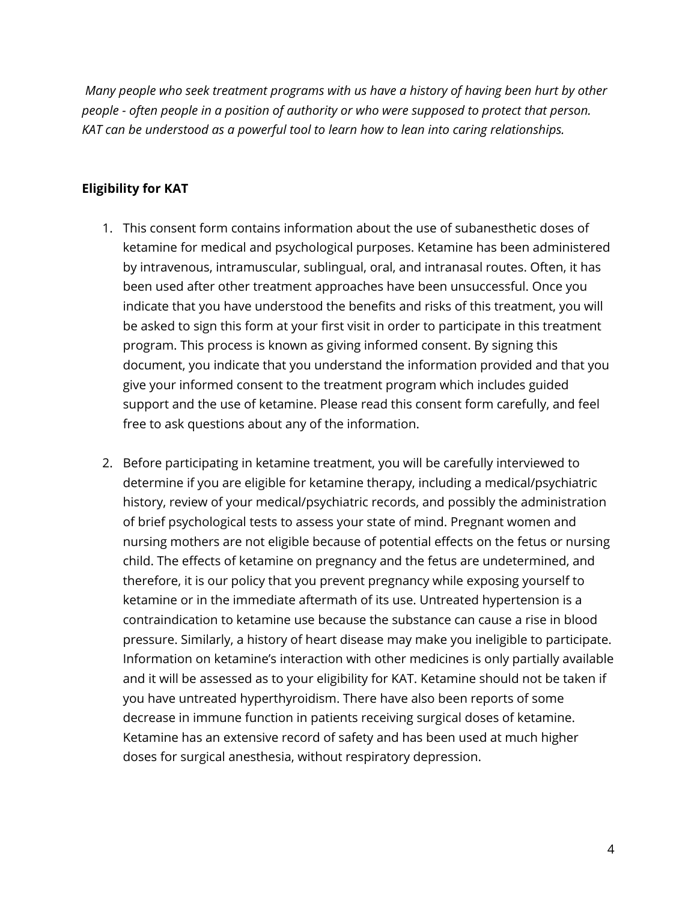*Many people who seek treatment programs with us have a history of having been hurt by other people - often people in a position of authority or who were supposed to protect that person. KAT can be understood as a powerful tool to learn how to lean into caring relationships.*

**Eligibility for KAT**

1. This consent form contains information about the use of subanesthetic doses of ketamine for medical and psychological purposes. Ketamine has been administered by intravenous, intramuscular, sublingual, oral, and intranasal routes. Often, it has been used after other treatment approaches have been unsuccessful. Once you indicate that you have understood the benefits and risks of this treatment, you will be asked to sign this form at your first visit in order to participate in this treatment program. This process is known as giving informed consent. By signing this document, you indicate that you understand the information provided and that you give your informed consent to the treatment program which includes guided support and the use of ketamine. Please read this consent form carefully, and feel free to ask questions about any of the information.

2. Before participating in ketamine treatment, you will be carefully interviewed to determine if you are eligible for ketamine therapy, including a medical/psychiatric history, review of your medical/psychiatric records, and possibly the administration of brief psychological tests to assess your state of mind. Pregnant women and nursing mothers are not eligible because of potential effects on the fetus or nursing child. The effects of ketamine on pregnancy and the fetus are undetermined, and therefore, it is our policy that you prevent pregnancy while exposing yourself to ketamine or in the immediate aftermath of its use. Untreated hypertension is a contraindication to ketamine use because the substance can cause a rise in blood pressure. Similarly, a history of heart disease may make you ineligible to participate. Information on ketamine's interaction with other medicines is only partially available and it will be assessed as to your eligibility for KAT. Ketamine should not be taken if you have untreated hyperthyroidism. There have also been reports of some decrease in immune function in patients receiving surgical doses of ketamine. Ketamine has an extensive record of safety and has been used at much higher doses for surgical anesthesia, without respiratory depression.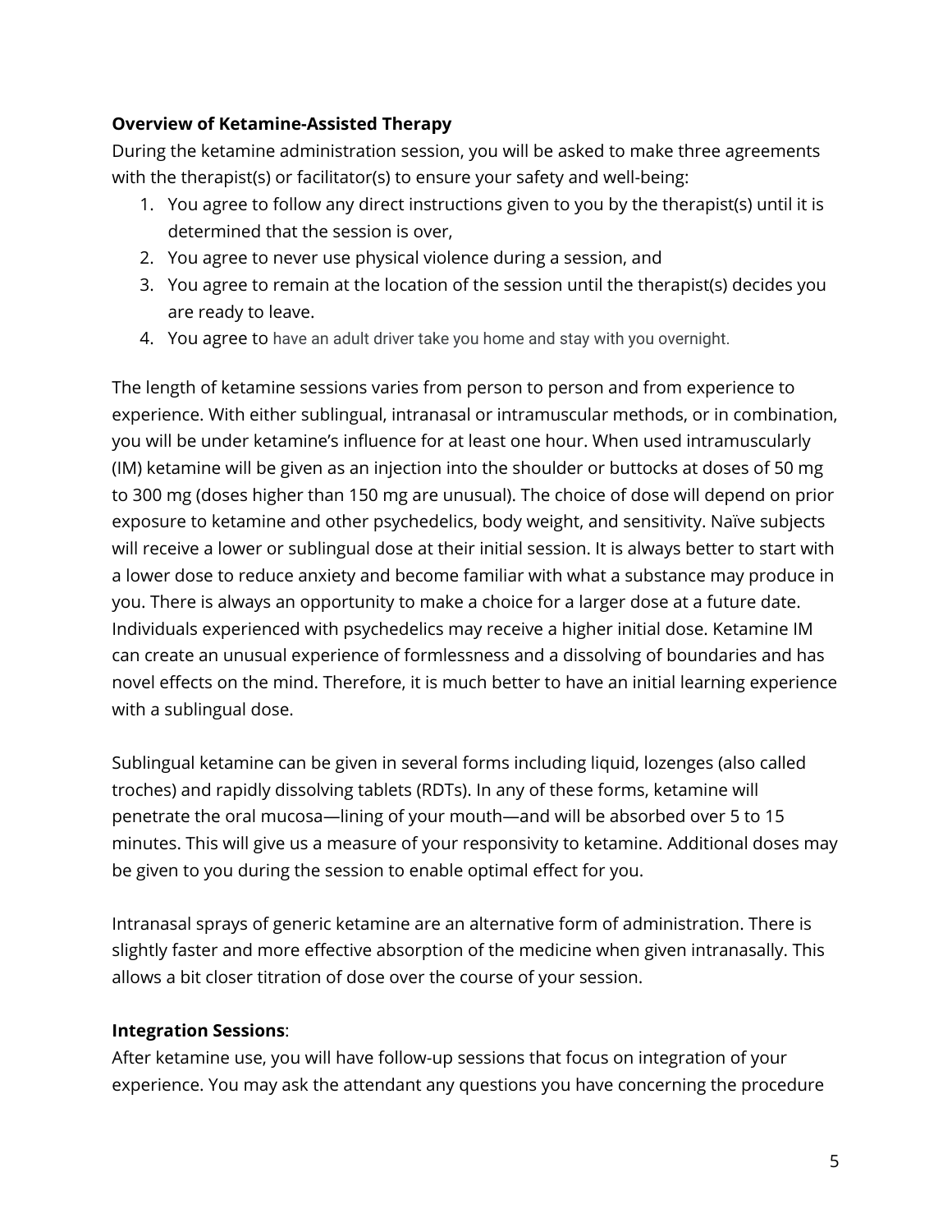**Overview of Ketamine-Assisted Therapy**

During the ketamine administration session, you will be asked to make three agreements with the therapist(s) or facilitator(s) to ensure your safety and well-being:

1. You agree to follow any direct instructions given to you by the therapist(s) until it is determined that the session is over,
2. You agree to never use physical violence during a session, and
3. You agree to remain at the location of the session until the therapist(s) decides you are ready to leave.
4. You agree to have an adult driver take you home and stay with you overnight.

The length of ketamine sessions varies from person to person and from experience to experience. With either sublingual, intranasal or intramuscular methods, or in combination, you will be under ketamine's influence for at least one hour. When used intramuscularly (IM) ketamine will be given as an injection into the shoulder or buttocks at doses of 50 mg to 300 mg (doses higher than 150 mg are unusual). The choice of dose will depend on prior exposure to ketamine and other psychedelics, body weight, and sensitivity. Naïve subjects will receive a lower or sublingual dose at their initial session. It is always better to start with a lower dose to reduce anxiety and become familiar with what a substance may produce in you. There is always an opportunity to make a choice for a larger dose at a future date. Individuals experienced with psychedelics may receive a higher initial dose. Ketamine IM can create an unusual experience of formlessness and a dissolving of boundaries and has novel effects on the mind. Therefore, it is much better to have an initial learning experience with a sublingual dose.

Sublingual ketamine can be given in several forms including liquid, lozenges (also called troches) and rapidly dissolving tablets (RDTs). In any of these forms, ketamine will penetrate the oral mucosa—lining of your mouth—and will be absorbed over 5 to 15 minutes. This will give us a measure of your responsivity to ketamine. Additional doses may be given to you during the session to enable optimal effect for you.

Intranasal sprays of generic ketamine are an alternative form of administration. There is slightly faster and more effective absorption of the medicine when given intranasally. This allows a bit closer titration of dose over the course of your session.

**Integration Sessions**:

After ketamine use, you will have follow-up sessions that focus on integration of your experience. You may ask the attendant any questions you have concerning the procedure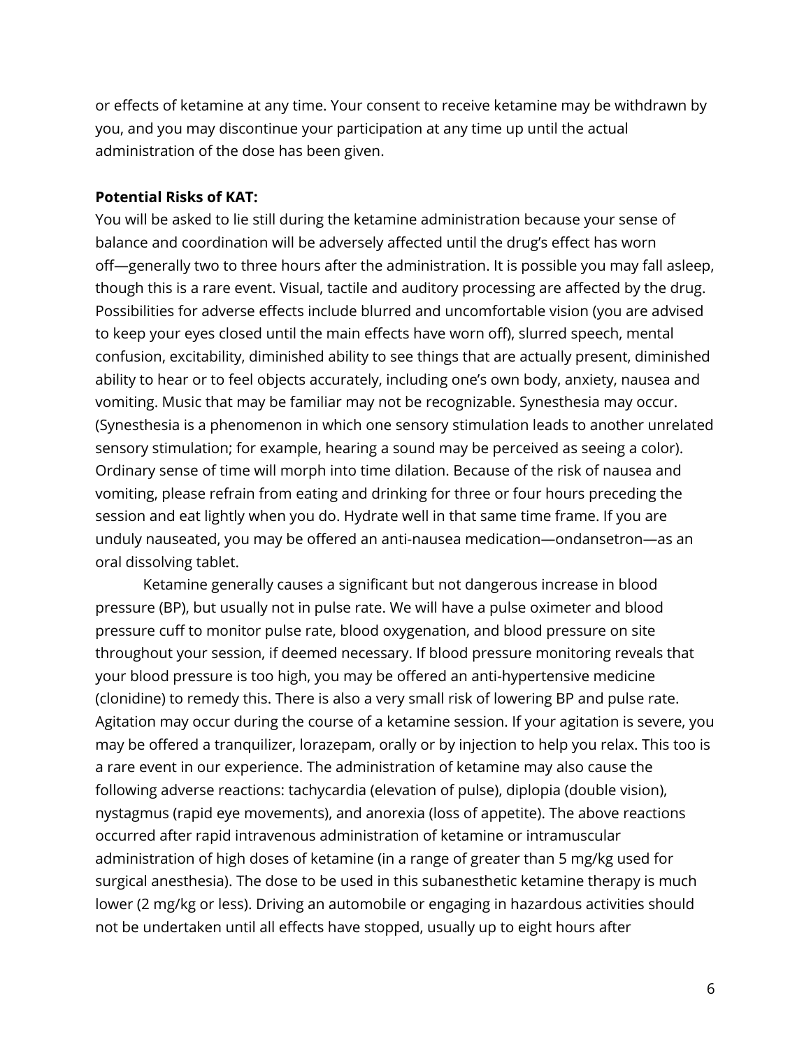or effects of ketamine at any time. Your consent to receive ketamine may be withdrawn by you, and you may discontinue your participation at any time up until the actual administration of the dose has been given.

**Potential Risks of KAT:**

You will be asked to lie still during the ketamine administration because your sense of balance and coordination will be adversely affected until the drug's effect has worn off—generally two to three hours after the administration. It is possible you may fall asleep, though this is a rare event. Visual, tactile and auditory processing are affected by the drug. Possibilities for adverse effects include blurred and uncomfortable vision (you are advised to keep your eyes closed until the main effects have worn off), slurred speech, mental confusion, excitability, diminished ability to see things that are actually present, diminished ability to hear or to feel objects accurately, including one's own body, anxiety, nausea and vomiting. Music that may be familiar may not be recognizable. Synesthesia may occur. (Synesthesia is a phenomenon in which one sensory stimulation leads to another unrelated sensory stimulation; for example, hearing a sound may be perceived as seeing a color). Ordinary sense of time will morph into time dilation. Because of the risk of nausea and vomiting, please refrain from eating and drinking for three or four hours preceding the session and eat lightly when you do. Hydrate well in that same time frame. If you are unduly nauseated, you may be offered an anti-nausea medication—ondansetron—as an oral dissolving tablet.

Ketamine generally causes a significant but not dangerous increase in blood pressure (BP), but usually not in pulse rate. We will have a pulse oximeter and blood pressure cuff to monitor pulse rate, blood oxygenation, and blood pressure on site throughout your session, if deemed necessary. If blood pressure monitoring reveals that your blood pressure is too high, you may be offered an anti-hypertensive medicine (clonidine) to remedy this. There is also a very small risk of lowering BP and pulse rate. Agitation may occur during the course of a ketamine session. If your agitation is severe, you may be offered a tranquilizer, lorazepam, orally or by injection to help you relax. This too is a rare event in our experience. The administration of ketamine may also cause the following adverse reactions: tachycardia (elevation of pulse), diplopia (double vision), nystagmus (rapid eye movements), and anorexia (loss of appetite). The above reactions occurred after rapid intravenous administration of ketamine or intramuscular administration of high doses of ketamine (in a range of greater than 5 mg/kg used for surgical anesthesia). The dose to be used in this subanesthetic ketamine therapy is much lower (2 mg/kg or less). Driving an automobile or engaging in hazardous activities should not be undertaken until all effects have stopped, usually up to eight hours after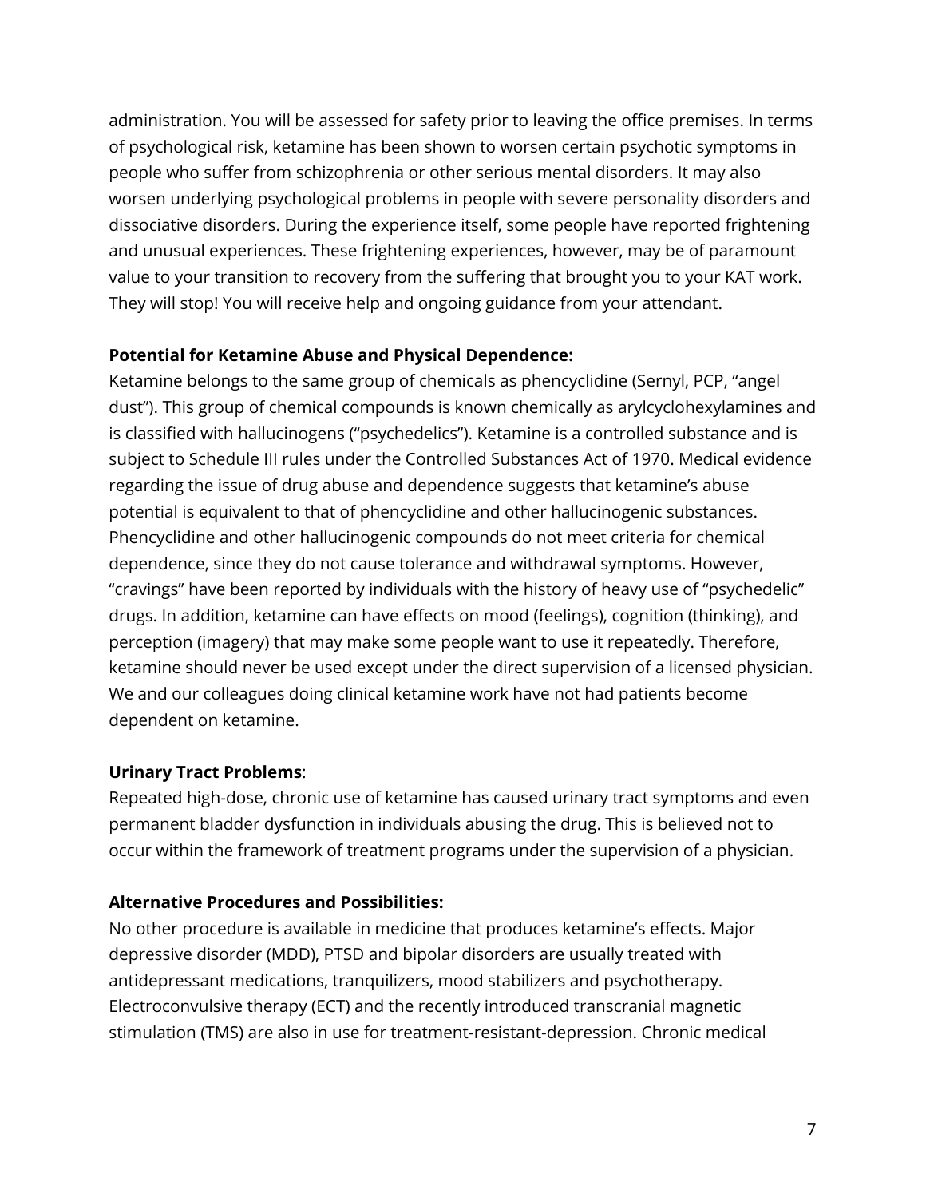administration. You will be assessed for safety prior to leaving the office premises. In terms of psychological risk, ketamine has been shown to worsen certain psychotic symptoms in people who suffer from schizophrenia or other serious mental disorders. It may also worsen underlying psychological problems in people with severe personality disorders and dissociative disorders. During the experience itself, some people have reported frightening and unusual experiences. These frightening experiences, however, may be of paramount value to your transition to recovery from the suffering that brought you to your KAT work. They will stop! You will receive help and ongoing guidance from your attendant.

**Potential for Ketamine Abuse and Physical Dependence:**
Ketamine belongs to the same group of chemicals as phencyclidine (Sernyl, PCP, "angel dust"). This group of chemical compounds is known chemically as arylcyclohexylamines and is classified with hallucinogens ("psychedelics"). Ketamine is a controlled substance and is subject to Schedule III rules under the Controlled Substances Act of 1970. Medical evidence regarding the issue of drug abuse and dependence suggests that ketamine's abuse potential is equivalent to that of phencyclidine and other hallucinogenic substances. Phencyclidine and other hallucinogenic compounds do not meet criteria for chemical dependence, since they do not cause tolerance and withdrawal symptoms. However, "cravings" have been reported by individuals with the history of heavy use of "psychedelic" drugs. In addition, ketamine can have effects on mood (feelings), cognition (thinking), and perception (imagery) that may make some people want to use it repeatedly. Therefore, ketamine should never be used except under the direct supervision of a licensed physician. We and our colleagues doing clinical ketamine work have not had patients become dependent on ketamine.

**Urinary Tract Problems**:
Repeated high-dose, chronic use of ketamine has caused urinary tract symptoms and even permanent bladder dysfunction in individuals abusing the drug. This is believed not to occur within the framework of treatment programs under the supervision of a physician.

**Alternative Procedures and Possibilities:**
No other procedure is available in medicine that produces ketamine's effects. Major depressive disorder (MDD), PTSD and bipolar disorders are usually treated with antidepressant medications, tranquilizers, mood stabilizers and psychotherapy. Electroconvulsive therapy (ECT) and the recently introduced transcranial magnetic stimulation (TMS) are also in use for treatment-resistant-depression. Chronic medical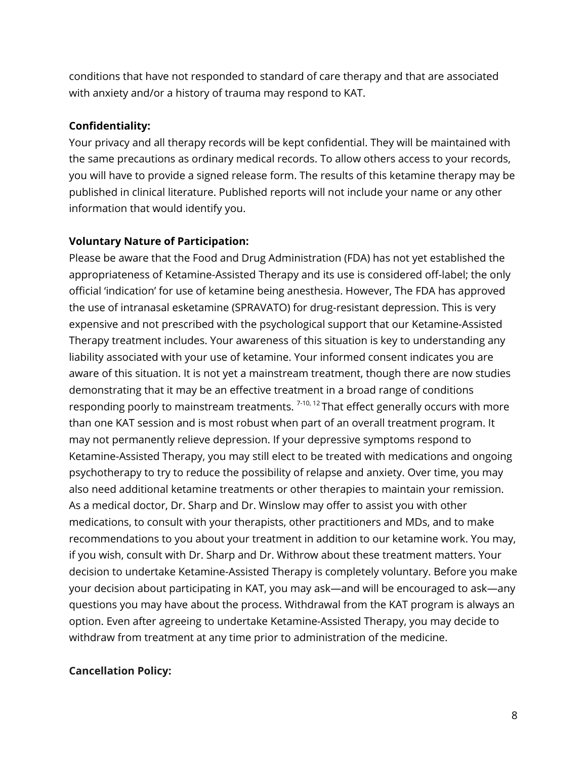conditions that have not responded to standard of care therapy and that are associated with anxiety and/or a history of trauma may respond to KAT.

**Confidentiality:**

Your privacy and all therapy records will be kept confidential. They will be maintained with the same precautions as ordinary medical records. To allow others access to your records, you will have to provide a signed release form. The results of this ketamine therapy may be published in clinical literature. Published reports will not include your name or any other information that would identify you.

**Voluntary Nature of Participation:**

Please be aware that the Food and Drug Administration (FDA) has not yet established the appropriateness of Ketamine-Assisted Therapy and its use is considered off-label; the only official 'indication' for use of ketamine being anesthesia. However, The FDA has approved the use of intranasal esketamine (SPRAVATO) for drug-resistant depression. This is very expensive and not prescribed with the psychological support that our Ketamine-Assisted Therapy treatment includes. Your awareness of this situation is key to understanding any liability associated with your use of ketamine. Your informed consent indicates you are aware of this situation. It is not yet a mainstream treatment, though there are now studies demonstrating that it may be an effective treatment in a broad range of conditions responding poorly to mainstream treatments. [7-10, 12] That effect generally occurs with more than one KAT session and is most robust when part of an overall treatment program. It may not permanently relieve depression. If your depressive symptoms respond to Ketamine-Assisted Therapy, you may still elect to be treated with medications and ongoing psychotherapy to try to reduce the possibility of relapse and anxiety. Over time, you may also need additional ketamine treatments or other therapies to maintain your remission. As a medical doctor, Dr. Sharp and Dr. Winslow may offer to assist you with other medications, to consult with your therapists, other practitioners and MDs, and to make recommendations to you about your treatment in addition to our ketamine work. You may, if you wish, consult with Dr. Sharp and Dr. Withrow about these treatment matters. Your decision to undertake Ketamine-Assisted Therapy is completely voluntary. Before you make your decision about participating in KAT, you may ask—and will be encouraged to ask—any questions you may have about the process. Withdrawal from the KAT program is always an option. Even after agreeing to undertake Ketamine-Assisted Therapy, you may decide to withdraw from treatment at any time prior to administration of the medicine.

**Cancellation Policy:**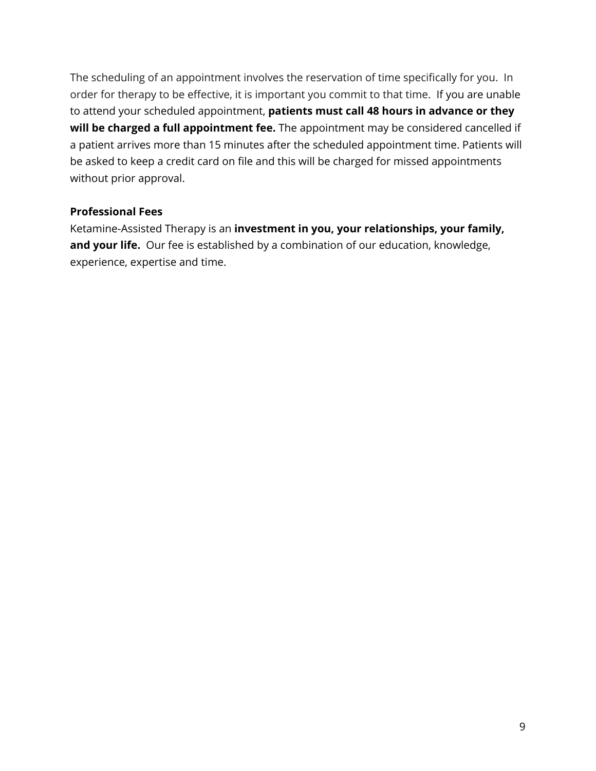The scheduling of an appointment involves the reservation of time specifically for you. In order for therapy to be effective, it is important you commit to that time. If you are unable to attend your scheduled appointment, **patients must call 48 hours in advance or they will be charged a full appointment fee.** The appointment may be considered cancelled if a patient arrives more than 15 minutes after the scheduled appointment time. Patients will be asked to keep a credit card on file and this will be charged for missed appointments without prior approval.

**Professional Fees**

Ketamine-Assisted Therapy is an **investment in you, your relationships, your family, and your life.** Our fee is established by a combination of our education, knowledge, experience, expertise and time.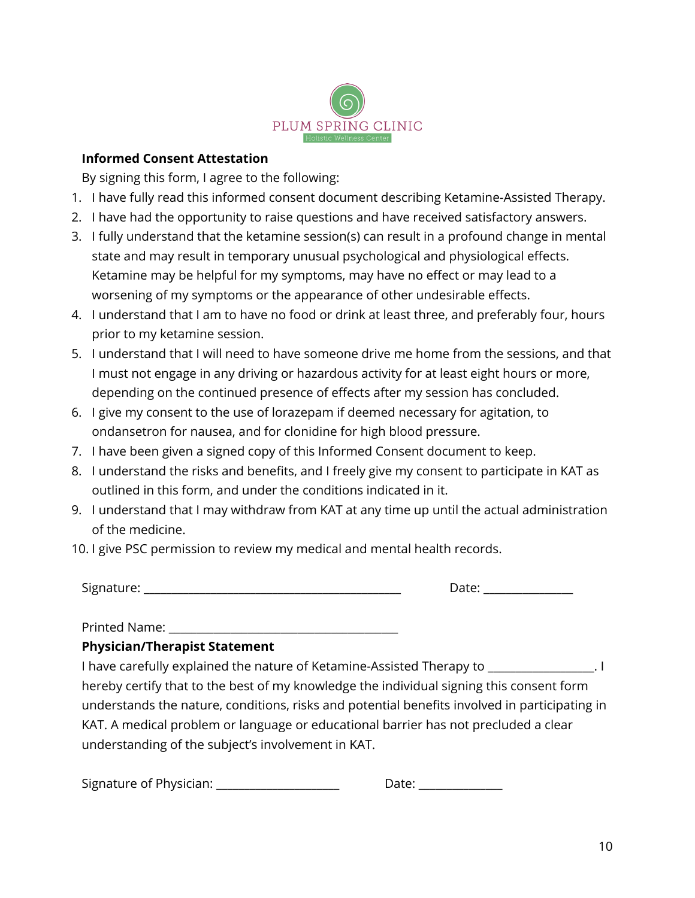PLUM SPRING CLINIC

Holistic Wellness Center

**Informed Consent Attestation**

By signing this form, I agree to the following:

1. I have fully read this informed consent document describing Ketamine-Assisted Therapy.
2. I have had the opportunity to raise questions and have received satisfactory answers.
3. I fully understand that the ketamine session(s) can result in a profound change in mental state and may result in temporary unusual psychological and physiological effects. Ketamine may be helpful for my symptoms, may have no effect or may lead to a worsening of my symptoms or the appearance of other undesirable effects.
4. I understand that I am to have no food or drink at least three, and preferably four, hours prior to my ketamine session.
5. I understand that I will need to have someone drive me home from the sessions, and that I must not engage in any driving or hazardous activity for at least eight hours or more, depending on the continued presence of effects after my session has concluded.
6. I give my consent to the use of lorazepam if deemed necessary for agitation, to ondansetron for nausea, and for clonidine for high blood pressure.
7. I have been given a signed copy of this Informed Consent document to keep.
8. I understand the risks and benefits, and I freely give my consent to participate in KAT as outlined in this form, and under the conditions indicated in it.
9. I understand that I may withdraw from KAT at any time up until the actual administration of the medicine.
10. I give PSC permission to review my medical and mental health records.

Signature: ___________________________________________ Date: _______________

Printed Name: _______________________________________

**Physician/Therapist Statement**

I have carefully explained the nature of Ketamine-Assisted Therapy to _________________. I hereby certify that to the best of my knowledge the individual signing this consent form understands the nature, conditions, risks and potential benefits involved in participating in KAT. A medical problem or language or educational barrier has not precluded a clear understanding of the subject's involvement in KAT.

Signature of Physician: _____________________ Date: ______________